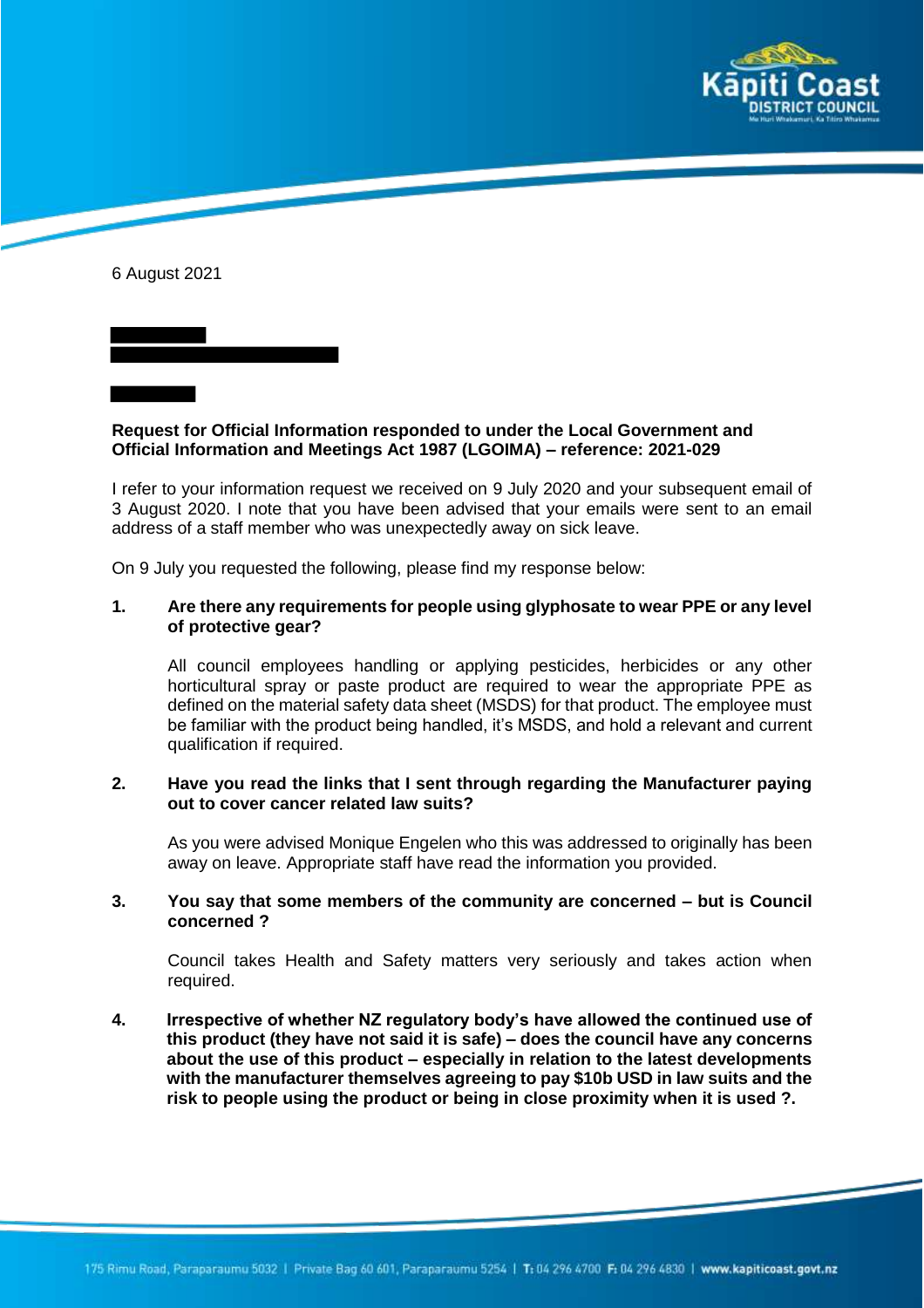6 August 2021

**Request for Official Information responded to under the Local Government and Official Information and Meetings Act 1987 (LGOIMA) – reference: 2021-029**

I refer to your information request we received on 9 July 2020 and your subsequent email of 3 August 2020. I note that you have been advised that your emails were sent to an email address of a staff member who was unexpectedly away on sick leave.

On 9 July you requested the following, please find my response below:

1. **Are there any requirements for people using glyphosate to wear PPE or any level of protective gear?**

   All council employees handling or applying pesticides, herbicides or any other horticultural spray or paste product are required to wear the appropriate PPE as defined on the material safety data sheet (MSDS) for that product. The employee must be familiar with the product being handled, it's MSDS, and hold a relevant and current qualification if required.

2. **Have you read the links that I sent through regarding the Manufacturer paying out to cover cancer related law suits?**

   As you were advised Monique Engelen who this was addressed to originally has been away on leave. Appropriate staff have read the information you provided.

3. **You say that some members of the community are concerned – but is Council concerned ?**

   Council takes Health and Safety matters very seriously and takes action when required.

4. **Irrespective of whether NZ regulatory body's have allowed the continued use of this product (they have not said it is safe) – does the council have any concerns about the use of this product – especially in relation to the latest developments with the manufacturer themselves agreeing to pay $10b USD in law suits and the risk to people using the product or being in close proximity when it is used ?.**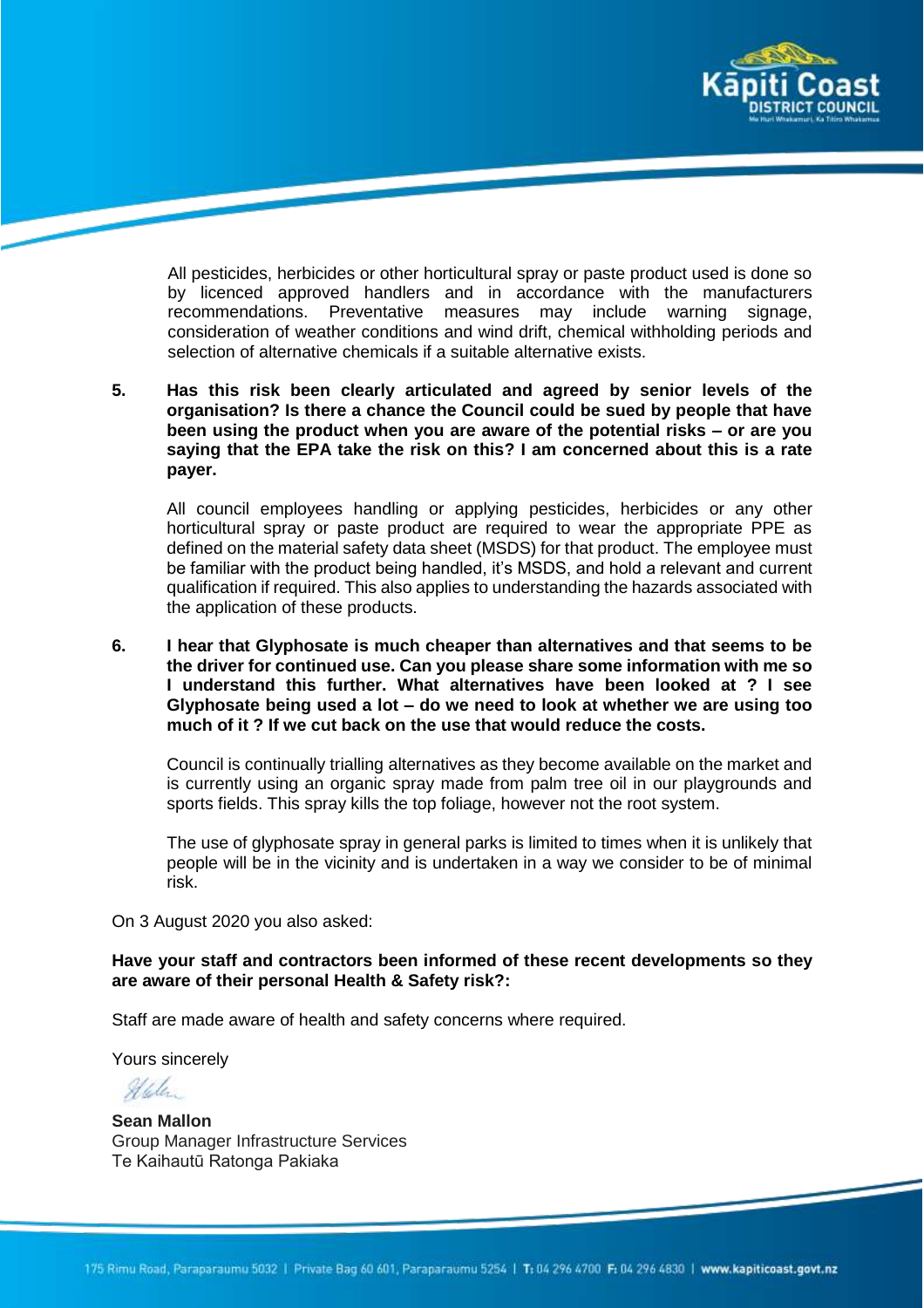All pesticides, herbicides or other horticultural spray or paste product used is done so by licenced approved handlers and in accordance with the manufacturers recommendations. Preventative measures may include warning signage, consideration of weather conditions and wind drift, chemical withholding periods and selection of alternative chemicals if a suitable alternative exists.

**5. Has this risk been clearly articulated and agreed by senior levels of the organisation? Is there a chance the Council could be sued by people that have been using the product when you are aware of the potential risks – or are you saying that the EPA take the risk on this? I am concerned about this is a rate payer.**

All council employees handling or applying pesticides, herbicides or any other horticultural spray or paste product are required to wear the appropriate PPE as defined on the material safety data sheet (MSDS) for that product. The employee must be familiar with the product being handled, it's MSDS, and hold a relevant and current qualification if required. This also applies to understanding the hazards associated with the application of these products.

**6. I hear that Glyphosate is much cheaper than alternatives and that seems to be the driver for continued use. Can you please share some information with me so I understand this further. What alternatives have been looked at ? I see Glyphosate being used a lot – do we need to look at whether we are using too much of it ? If we cut back on the use that would reduce the costs.**

Council is continually trialling alternatives as they become available on the market and is currently using an organic spray made from palm tree oil in our playgrounds and sports fields. This spray kills the top foliage, however not the root system.

The use of glyphosate spray in general parks is limited to times when it is unlikely that people will be in the vicinity and is undertaken in a way we consider to be of minimal risk.

On 3 August 2020 you also asked:

**Have your staff and contractors been informed of these recent developments so they are aware of their personal Health & Safety risk?:**

Staff are made aware of health and safety concerns where required.

Yours sincerely

**Sean Mallon**
Group Manager Infrastructure Services
Te Kaihautū Ratonga Pakiaka